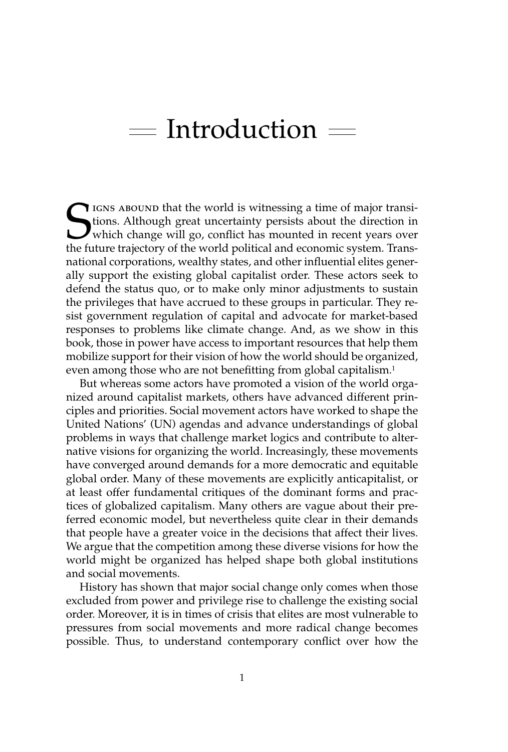# Introduction

Signs abound that the world is witnessing a time of major transitions. Although great uncertainty persists about the direction in which change will go, conflict has mounted in recent years over the future trajectory of the world political and economic system. Transnational corporations, wealthy states, and other influential elites generally support the existing global capitalist order. These actors seek to defend the status quo, or to make only minor adjustments to sustain the privileges that have accrued to these groups in particular. They resist government regulation of capital and advocate for market-based responses to problems like climate change. And, as we show in this book, those in power have access to important resources that help them mobilize support for their vision of how the world should be organized, even among those who are not benefitting from global capitalism.[1]

But whereas some actors have promoted a vision of the world organized around capitalist markets, others have advanced different principles and priorities. Social movement actors have worked to shape the United Nations' (UN) agendas and advance understandings of global problems in ways that challenge market logics and contribute to alternative visions for organizing the world. Increasingly, these movements have converged around demands for a more democratic and equitable global order. Many of these movements are explicitly anticapitalist, or at least offer fundamental critiques of the dominant forms and practices of globalized capitalism. Many others are vague about their preferred economic model, but nevertheless quite clear in their demands that people have a greater voice in the decisions that affect their lives. We argue that the competition among these diverse visions for how the world might be organized has helped shape both global institutions and social movements.

History has shown that major social change only comes when those excluded from power and privilege rise to challenge the existing social order. Moreover, it is in times of crisis that elites are most vulnerable to pressures from social movements and more radical change becomes possible. Thus, to understand contemporary conflict over how the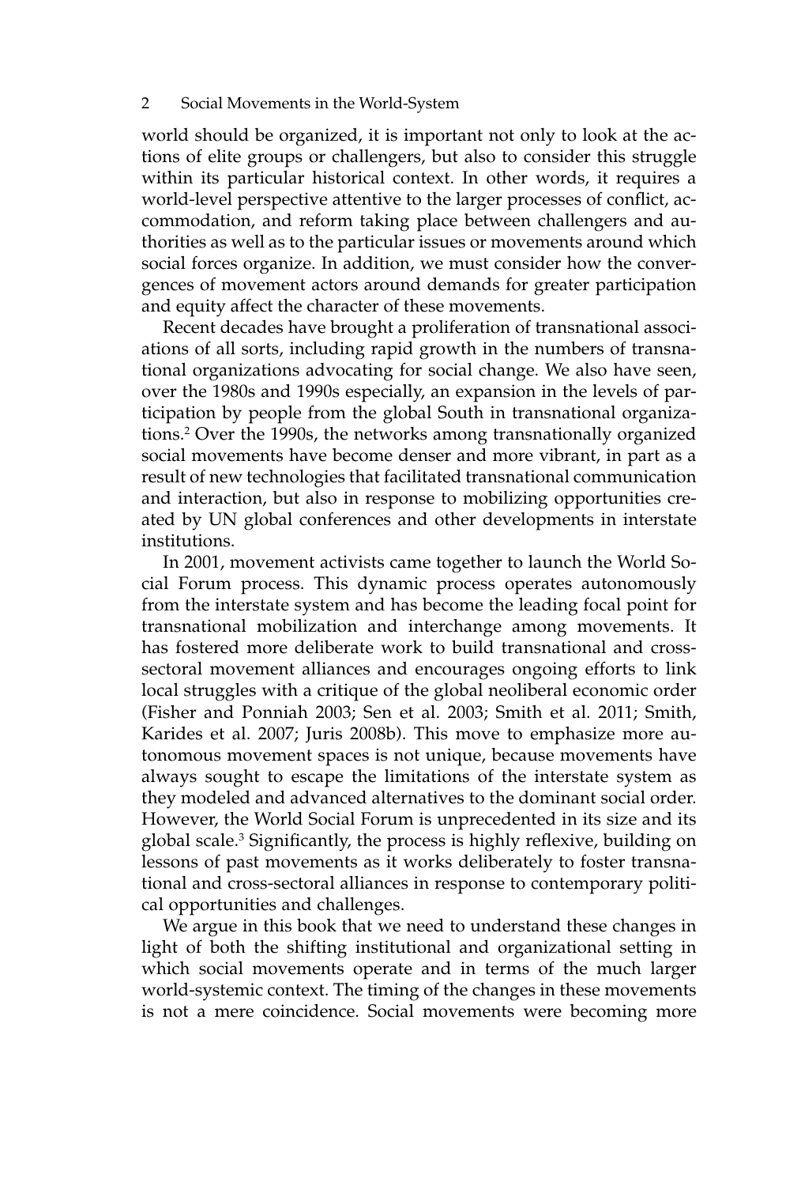world should be organized, it is important not only to look at the actions of elite groups or challengers, but also to consider this struggle within its particular historical context. In other words, it requires a world-level perspective attentive to the larger processes of conflict, accommodation, and reform taking place between challengers and authorities as well as to the particular issues or movements around which social forces organize. In addition, we must consider how the convergences of movement actors around demands for greater participation and equity affect the character of these movements.

Recent decades have brought a proliferation of transnational associations of all sorts, including rapid growth in the numbers of transnational organizations advocating for social change. We also have seen, over the 1980s and 1990s especially, an expansion in the levels of participation by people from the global South in transnational organizations.[2] Over the 1990s, the networks among transnationally organized social movements have become denser and more vibrant, in part as a result of new technologies that facilitated transnational communication and interaction, but also in response to mobilizing opportunities created by UN global conferences and other developments in interstate institutions.

In 2001, movement activists came together to launch the World Social Forum process. This dynamic process operates autonomously from the interstate system and has become the leading focal point for transnational mobilization and interchange among movements. It has fostered more deliberate work to build transnational and cross-sectoral movement alliances and encourages ongoing efforts to link local struggles with a critique of the global neoliberal economic order (Fisher and Ponniah 2003; Sen et al. 2003; Smith et al. 2011; Smith, Karides et al. 2007; Juris 2008b). This move to emphasize more autonomous movement spaces is not unique, because movements have always sought to escape the limitations of the interstate system as they modeled and advanced alternatives to the dominant social order. However, the World Social Forum is unprecedented in its size and its global scale.[3] Significantly, the process is highly reflexive, building on lessons of past movements as it works deliberately to foster transnational and cross-sectoral alliances in response to contemporary political opportunities and challenges.

We argue in this book that we need to understand these changes in light of both the shifting institutional and organizational setting in which social movements operate and in terms of the much larger world-systemic context. The timing of the changes in these movements is not a mere coincidence. Social movements were becoming more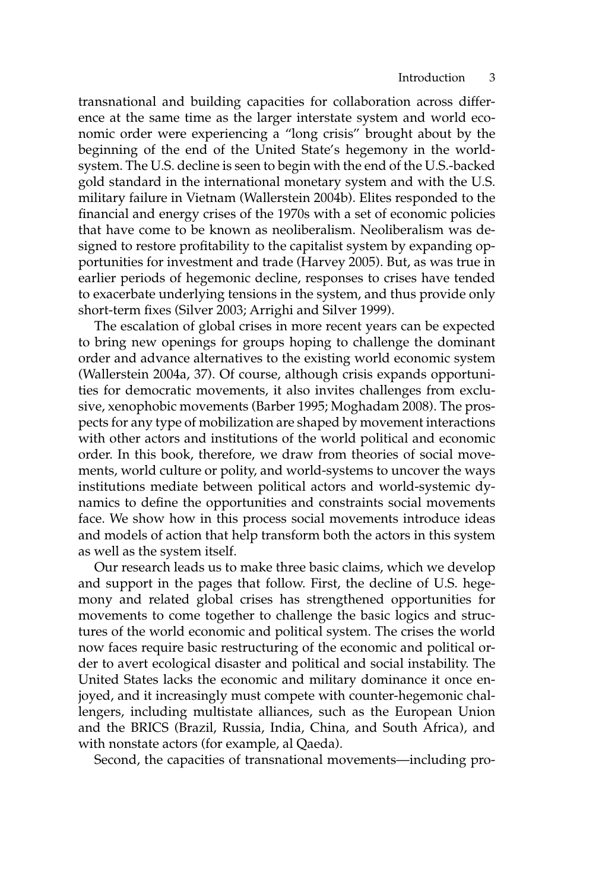transnational and building capacities for collaboration across difference at the same time as the larger interstate system and world economic order were experiencing a "long crisis" brought about by the beginning of the end of the United State's hegemony in the world-system. The U.S. decline is seen to begin with the end of the U.S.-backed gold standard in the international monetary system and with the U.S. military failure in Vietnam (Wallerstein 2004b). Elites responded to the financial and energy crises of the 1970s with a set of economic policies that have come to be known as neoliberalism. Neoliberalism was designed to restore profitability to the capitalist system by expanding opportunities for investment and trade (Harvey 2005). But, as was true in earlier periods of hegemonic decline, responses to crises have tended to exacerbate underlying tensions in the system, and thus provide only short-term fixes (Silver 2003; Arrighi and Silver 1999).

The escalation of global crises in more recent years can be expected to bring new openings for groups hoping to challenge the dominant order and advance alternatives to the existing world economic system (Wallerstein 2004a, 37). Of course, although crisis expands opportunities for democratic movements, it also invites challenges from exclusive, xenophobic movements (Barber 1995; Moghadam 2008). The prospects for any type of mobilization are shaped by movement interactions with other actors and institutions of the world political and economic order. In this book, therefore, we draw from theories of social movements, world culture or polity, and world-systems to uncover the ways institutions mediate between political actors and world-systemic dynamics to define the opportunities and constraints social movements face. We show how in this process social movements introduce ideas and models of action that help transform both the actors in this system as well as the system itself.

Our research leads us to make three basic claims, which we develop and support in the pages that follow. First, the decline of U.S. hegemony and related global crises has strengthened opportunities for movements to come together to challenge the basic logics and structures of the world economic and political system. The crises the world now faces require basic restructuring of the economic and political order to avert ecological disaster and political and social instability. The United States lacks the economic and military dominance it once enjoyed, and it increasingly must compete with counter-hegemonic challengers, including multistate alliances, such as the European Union and the BRICS (Brazil, Russia, India, China, and South Africa), and with nonstate actors (for example, al Qaeda).

Second, the capacities of transnational movements—including pro-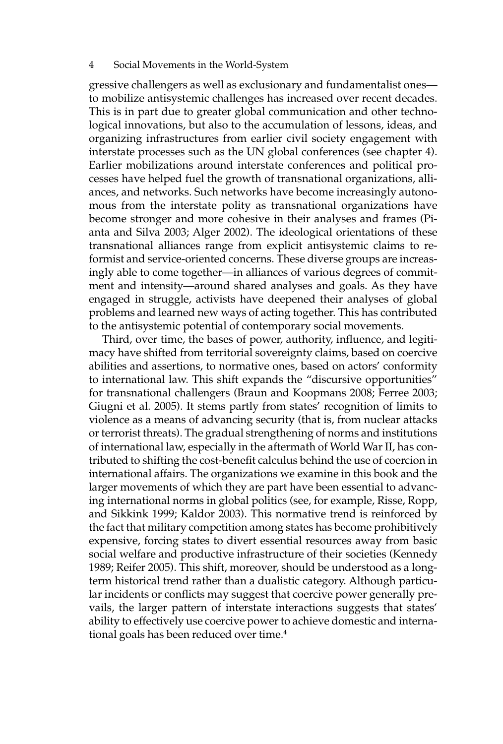gressive challengers as well as exclusionary and fundamentalist ones—to mobilize antisystemic challenges has increased over recent decades. This is in part due to greater global communication and other technological innovations, but also to the accumulation of lessons, ideas, and organizing infrastructures from earlier civil society engagement with interstate processes such as the UN global conferences (see chapter 4). Earlier mobilizations around interstate conferences and political processes have helped fuel the growth of transnational organizations, alliances, and networks. Such networks have become increasingly autonomous from the interstate polity as transnational organizations have become stronger and more cohesive in their analyses and frames (Pianta and Silva 2003; Alger 2002). The ideological orientations of these transnational alliances range from explicit antisystemic claims to reformist and service-oriented concerns. These diverse groups are increasingly able to come together—in alliances of various degrees of commitment and intensity—around shared analyses and goals. As they have engaged in struggle, activists have deepened their analyses of global problems and learned new ways of acting together. This has contributed to the antisystemic potential of contemporary social movements.

Third, over time, the bases of power, authority, influence, and legitimacy have shifted from territorial sovereignty claims, based on coercive abilities and assertions, to normative ones, based on actors' conformity to international law. This shift expands the "discursive opportunities" for transnational challengers (Braun and Koopmans 2008; Ferree 2003; Giugni et al. 2005). It stems partly from states' recognition of limits to violence as a means of advancing security (that is, from nuclear attacks or terrorist threats). The gradual strengthening of norms and institutions of international law, especially in the aftermath of World War II, has contributed to shifting the cost-benefit calculus behind the use of coercion in international affairs. The organizations we examine in this book and the larger movements of which they are part have been essential to advancing international norms in global politics (see, for example, Risse, Ropp, and Sikkink 1999; Kaldor 2003). This normative trend is reinforced by the fact that military competition among states has become prohibitively expensive, forcing states to divert essential resources away from basic social welfare and productive infrastructure of their societies (Kennedy 1989; Reifer 2005). This shift, moreover, should be understood as a long-term historical trend rather than a dualistic category. Although particular incidents or conflicts may suggest that coercive power generally prevails, the larger pattern of interstate interactions suggests that states' ability to effectively use coercive power to achieve domestic and international goals has been reduced over time.[4]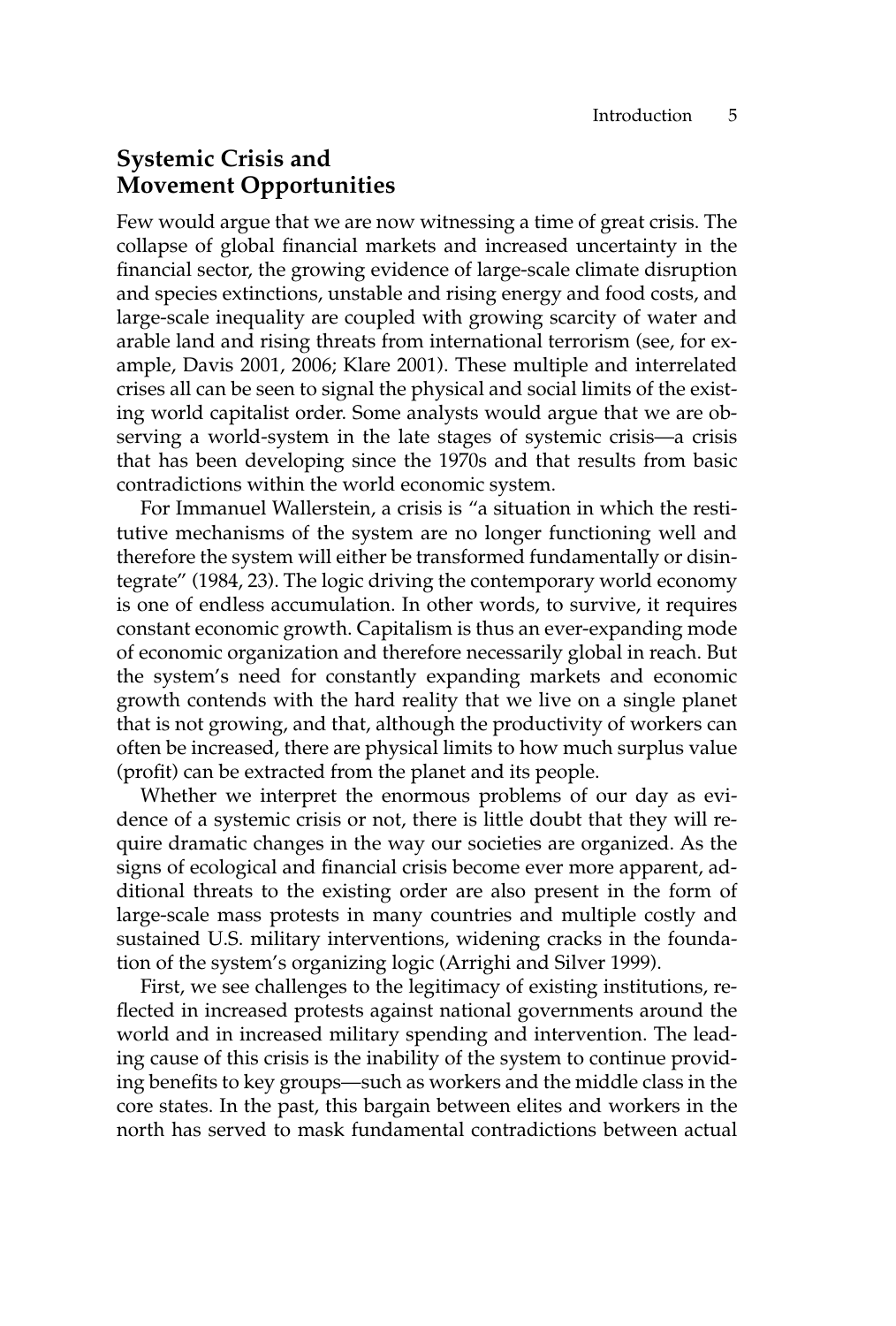## Systemic Crisis and Movement Opportunities

Few would argue that we are now witnessing a time of great crisis. The collapse of global financial markets and increased uncertainty in the financial sector, the growing evidence of large-scale climate disruption and species extinctions, unstable and rising energy and food costs, and large-scale inequality are coupled with growing scarcity of water and arable land and rising threats from international terrorism (see, for example, Davis 2001, 2006; Klare 2001). These multiple and interrelated crises all can be seen to signal the physical and social limits of the existing world capitalist order. Some analysts would argue that we are observing a world-system in the late stages of systemic crisis—a crisis that has been developing since the 1970s and that results from basic contradictions within the world economic system.

For Immanuel Wallerstein, a crisis is "a situation in which the restitutive mechanisms of the system are no longer functioning well and therefore the system will either be transformed fundamentally or disintegrate" (1984, 23). The logic driving the contemporary world economy is one of endless accumulation. In other words, to survive, it requires constant economic growth. Capitalism is thus an ever-expanding mode of economic organization and therefore necessarily global in reach. But the system's need for constantly expanding markets and economic growth contends with the hard reality that we live on a single planet that is not growing, and that, although the productivity of workers can often be increased, there are physical limits to how much surplus value (profit) can be extracted from the planet and its people.

Whether we interpret the enormous problems of our day as evidence of a systemic crisis or not, there is little doubt that they will require dramatic changes in the way our societies are organized. As the signs of ecological and financial crisis become ever more apparent, additional threats to the existing order are also present in the form of large-scale mass protests in many countries and multiple costly and sustained U.S. military interventions, widening cracks in the foundation of the system's organizing logic (Arrighi and Silver 1999).

First, we see challenges to the legitimacy of existing institutions, reflected in increased protests against national governments around the world and in increased military spending and intervention. The leading cause of this crisis is the inability of the system to continue providing benefits to key groups—such as workers and the middle class in the core states. In the past, this bargain between elites and workers in the north has served to mask fundamental contradictions between actual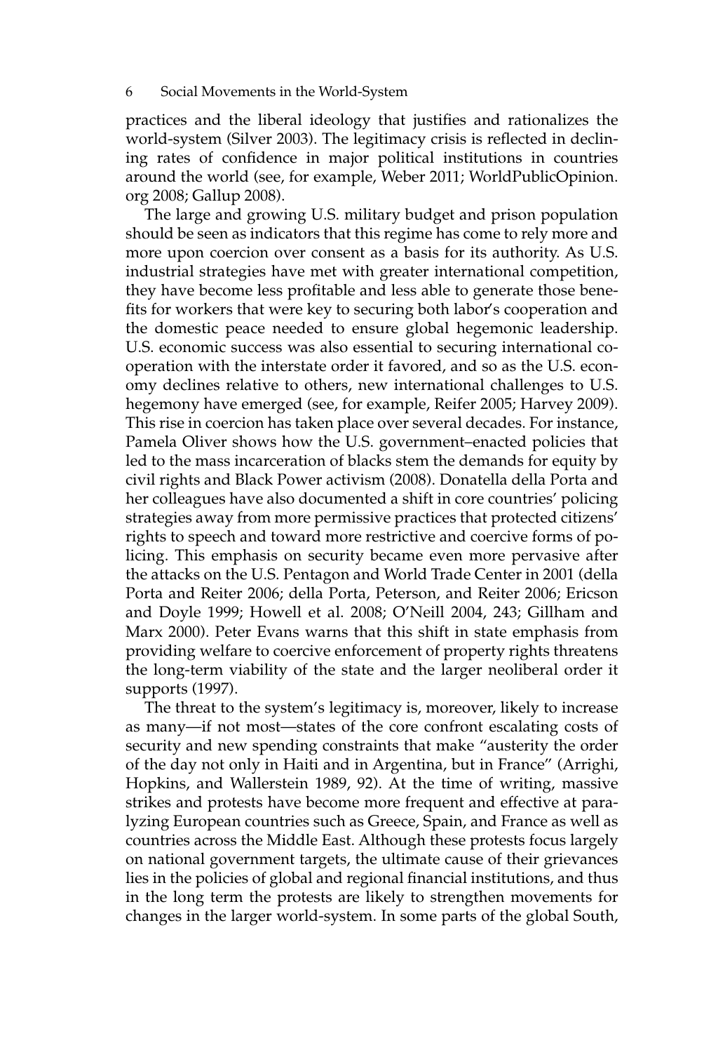practices and the liberal ideology that justifies and rationalizes the world-system (Silver 2003). The legitimacy crisis is reflected in declining rates of confidence in major political institutions in countries around the world (see, for example, Weber 2011; WorldPublicOpinion.org 2008; Gallup 2008).

The large and growing U.S. military budget and prison population should be seen as indicators that this regime has come to rely more and more upon coercion over consent as a basis for its authority. As U.S. industrial strategies have met with greater international competition, they have become less profitable and less able to generate those benefits for workers that were key to securing both labor's cooperation and the domestic peace needed to ensure global hegemonic leadership. U.S. economic success was also essential to securing international cooperation with the interstate order it favored, and so as the U.S. economy declines relative to others, new international challenges to U.S. hegemony have emerged (see, for example, Reifer 2005; Harvey 2009). This rise in coercion has taken place over several decades. For instance, Pamela Oliver shows how the U.S. government–enacted policies that led to the mass incarceration of blacks stem the demands for equity by civil rights and Black Power activism (2008). Donatella della Porta and her colleagues have also documented a shift in core countries' policing strategies away from more permissive practices that protected citizens' rights to speech and toward more restrictive and coercive forms of policing. This emphasis on security became even more pervasive after the attacks on the U.S. Pentagon and World Trade Center in 2001 (della Porta and Reiter 2006; della Porta, Peterson, and Reiter 2006; Ericson and Doyle 1999; Howell et al. 2008; O'Neill 2004, 243; Gillham and Marx 2000). Peter Evans warns that this shift in state emphasis from providing welfare to coercive enforcement of property rights threatens the long-term viability of the state and the larger neoliberal order it supports (1997).

The threat to the system's legitimacy is, moreover, likely to increase as many—if not most—states of the core confront escalating costs of security and new spending constraints that make "austerity the order of the day not only in Haiti and in Argentina, but in France" (Arrighi, Hopkins, and Wallerstein 1989, 92). At the time of writing, massive strikes and protests have become more frequent and effective at paralyzing European countries such as Greece, Spain, and France as well as countries across the Middle East. Although these protests focus largely on national government targets, the ultimate cause of their grievances lies in the policies of global and regional financial institutions, and thus in the long term the protests are likely to strengthen movements for changes in the larger world-system. In some parts of the global South,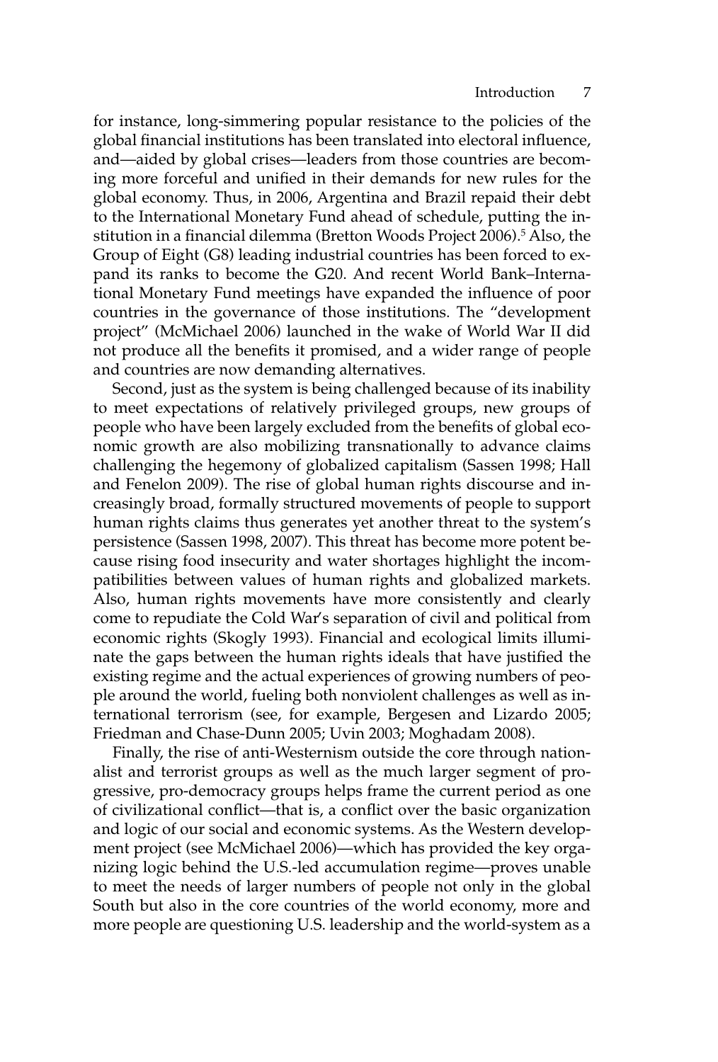for instance, long-simmering popular resistance to the policies of the global financial institutions has been translated into electoral influence, and—aided by global crises—leaders from those countries are becoming more forceful and unified in their demands for new rules for the global economy. Thus, in 2006, Argentina and Brazil repaid their debt to the International Monetary Fund ahead of schedule, putting the institution in a financial dilemma (Bretton Woods Project 2006).[5] Also, the Group of Eight (G8) leading industrial countries has been forced to expand its ranks to become the G20. And recent World Bank–International Monetary Fund meetings have expanded the influence of poor countries in the governance of those institutions. The "development project" (McMichael 2006) launched in the wake of World War II did not produce all the benefits it promised, and a wider range of people and countries are now demanding alternatives.

Second, just as the system is being challenged because of its inability to meet expectations of relatively privileged groups, new groups of people who have been largely excluded from the benefits of global economic growth are also mobilizing transnationally to advance claims challenging the hegemony of globalized capitalism (Sassen 1998; Hall and Fenelon 2009). The rise of global human rights discourse and increasingly broad, formally structured movements of people to support human rights claims thus generates yet another threat to the system's persistence (Sassen 1998, 2007). This threat has become more potent because rising food insecurity and water shortages highlight the incompatibilities between values of human rights and globalized markets. Also, human rights movements have more consistently and clearly come to repudiate the Cold War's separation of civil and political from economic rights (Skogly 1993). Financial and ecological limits illuminate the gaps between the human rights ideals that have justified the existing regime and the actual experiences of growing numbers of people around the world, fueling both nonviolent challenges as well as international terrorism (see, for example, Bergesen and Lizardo 2005; Friedman and Chase-Dunn 2005; Uvin 2003; Moghadam 2008).

Finally, the rise of anti-Westernism outside the core through nationalist and terrorist groups as well as the much larger segment of progressive, pro-democracy groups helps frame the current period as one of civilizational conflict—that is, a conflict over the basic organization and logic of our social and economic systems. As the Western development project (see McMichael 2006)—which has provided the key organizing logic behind the U.S.-led accumulation regime—proves unable to meet the needs of larger numbers of people not only in the global South but also in the core countries of the world economy, more and more people are questioning U.S. leadership and the world-system as a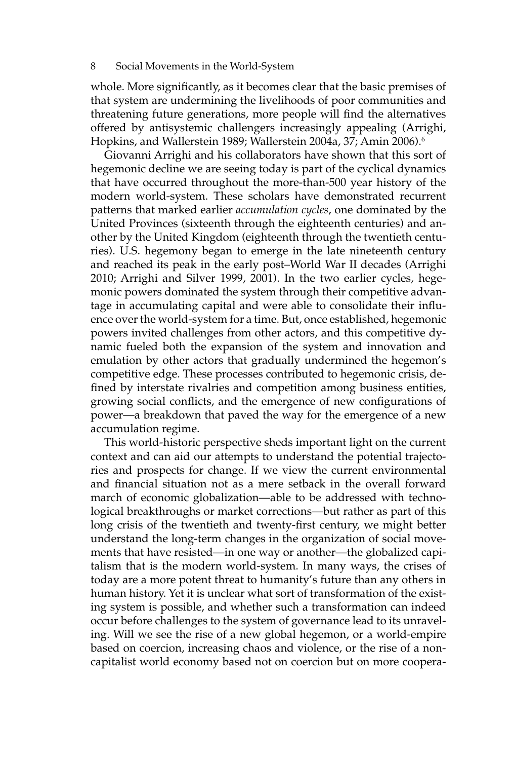whole. More significantly, as it becomes clear that the basic premises of that system are undermining the livelihoods of poor communities and threatening future generations, more people will find the alternatives offered by antisystemic challengers increasingly appealing (Arrighi, Hopkins, and Wallerstein 1989; Wallerstein 2004a, 37; Amin 2006).[6]

Giovanni Arrighi and his collaborators have shown that this sort of hegemonic decline we are seeing today is part of the cyclical dynamics that have occurred throughout the more-than-500 year history of the modern world-system. These scholars have demonstrated recurrent patterns that marked earlier *accumulation cycles*, one dominated by the United Provinces (sixteenth through the eighteenth centuries) and another by the United Kingdom (eighteenth through the twentieth centuries). U.S. hegemony began to emerge in the late nineteenth century and reached its peak in the early post–World War II decades (Arrighi 2010; Arrighi and Silver 1999, 2001). In the two earlier cycles, hegemonic powers dominated the system through their competitive advantage in accumulating capital and were able to consolidate their influence over the world-system for a time. But, once established, hegemonic powers invited challenges from other actors, and this competitive dynamic fueled both the expansion of the system and innovation and emulation by other actors that gradually undermined the hegemon's competitive edge. These processes contributed to hegemonic crisis, defined by interstate rivalries and competition among business entities, growing social conflicts, and the emergence of new configurations of power—a breakdown that paved the way for the emergence of a new accumulation regime.

This world-historic perspective sheds important light on the current context and can aid our attempts to understand the potential trajectories and prospects for change. If we view the current environmental and financial situation not as a mere setback in the overall forward march of economic globalization—able to be addressed with technological breakthroughs or market corrections—but rather as part of this long crisis of the twentieth and twenty-first century, we might better understand the long-term changes in the organization of social movements that have resisted—in one way or another—the globalized capitalism that is the modern world-system. In many ways, the crises of today are a more potent threat to humanity's future than any others in human history. Yet it is unclear what sort of transformation of the existing system is possible, and whether such a transformation can indeed occur before challenges to the system of governance lead to its unraveling. Will we see the rise of a new global hegemon, or a world-empire based on coercion, increasing chaos and violence, or the rise of a noncapitalist world economy based not on coercion but on more coopera-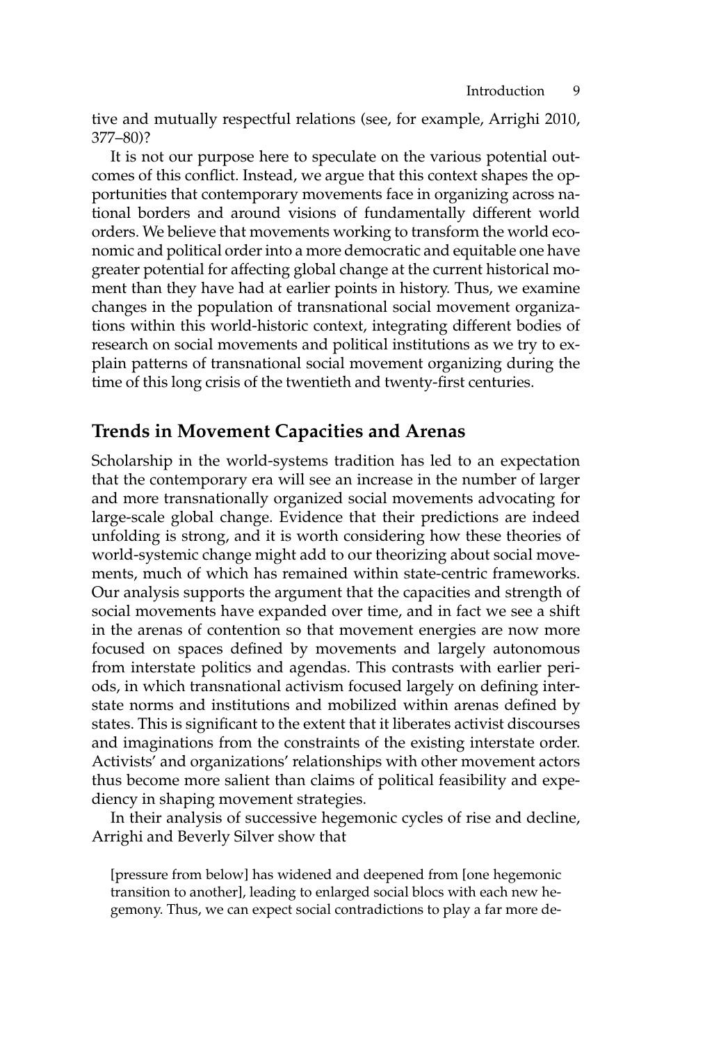tive and mutually respectful relations (see, for example, Arrighi 2010, 377–80)?

It is not our purpose here to speculate on the various potential outcomes of this conflict. Instead, we argue that this context shapes the opportunities that contemporary movements face in organizing across national borders and around visions of fundamentally different world orders. We believe that movements working to transform the world economic and political order into a more democratic and equitable one have greater potential for affecting global change at the current historical moment than they have had at earlier points in history. Thus, we examine changes in the population of transnational social movement organizations within this world-historic context, integrating different bodies of research on social movements and political institutions as we try to explain patterns of transnational social movement organizing during the time of this long crisis of the twentieth and twenty-first centuries.

## Trends in Movement Capacities and Arenas

Scholarship in the world-systems tradition has led to an expectation that the contemporary era will see an increase in the number of larger and more transnationally organized social movements advocating for large-scale global change. Evidence that their predictions are indeed unfolding is strong, and it is worth considering how these theories of world-systemic change might add to our theorizing about social movements, much of which has remained within state-centric frameworks. Our analysis supports the argument that the capacities and strength of social movements have expanded over time, and in fact we see a shift in the arenas of contention so that movement energies are now more focused on spaces defined by movements and largely autonomous from interstate politics and agendas. This contrasts with earlier periods, in which transnational activism focused largely on defining interstate norms and institutions and mobilized within arenas defined by states. This is significant to the extent that it liberates activist discourses and imaginations from the constraints of the existing interstate order. Activists' and organizations' relationships with other movement actors thus become more salient than claims of political feasibility and expediency in shaping movement strategies.

In their analysis of successive hegemonic cycles of rise and decline, Arrighi and Beverly Silver show that

> [pressure from below] has widened and deepened from [one hegemonic transition to another], leading to enlarged social blocs with each new hegemony. Thus, we can expect social contradictions to play a far more de-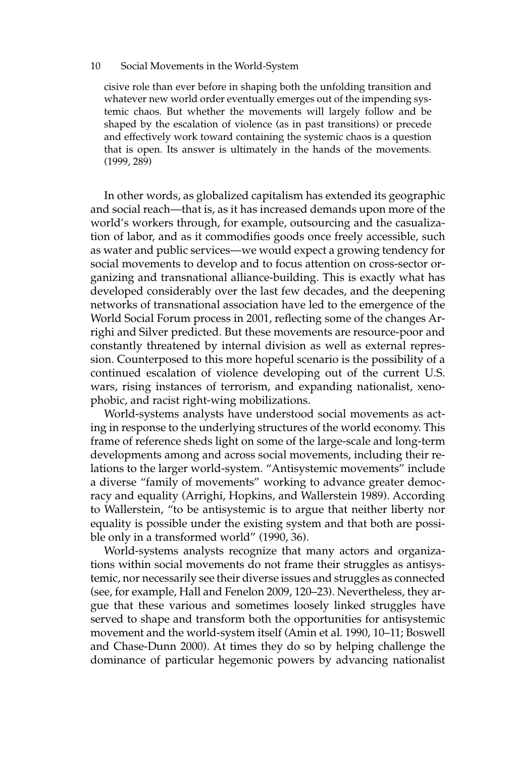> cisive role than ever before in shaping both the unfolding transition and whatever new world order eventually emerges out of the impending systemic chaos. But whether the movements will largely follow and be shaped by the escalation of violence (as in past transitions) or precede and effectively work toward containing the systemic chaos is a question that is open. Its answer is ultimately in the hands of the movements. (1999, 289)

In other words, as globalized capitalism has extended its geographic and social reach—that is, as it has increased demands upon more of the world's workers through, for example, outsourcing and the casualization of labor, and as it commodifies goods once freely accessible, such as water and public services—we would expect a growing tendency for social movements to develop and to focus attention on cross-sector organizing and transnational alliance-building. This is exactly what has developed considerably over the last few decades, and the deepening networks of transnational association have led to the emergence of the World Social Forum process in 2001, reflecting some of the changes Arrighi and Silver predicted. But these movements are resource-poor and constantly threatened by internal division as well as external repression. Counterposed to this more hopeful scenario is the possibility of a continued escalation of violence developing out of the current U.S. wars, rising instances of terrorism, and expanding nationalist, xenophobic, and racist right-wing mobilizations.

World-systems analysts have understood social movements as acting in response to the underlying structures of the world economy. This frame of reference sheds light on some of the large-scale and long-term developments among and across social movements, including their relations to the larger world-system. "Antisystemic movements" include a diverse "family of movements" working to advance greater democracy and equality (Arrighi, Hopkins, and Wallerstein 1989). According to Wallerstein, "to be antisystemic is to argue that neither liberty nor equality is possible under the existing system and that both are possible only in a transformed world" (1990, 36).

World-systems analysts recognize that many actors and organizations within social movements do not frame their struggles as antisystemic, nor necessarily see their diverse issues and struggles as connected (see, for example, Hall and Fenelon 2009, 120–23). Nevertheless, they argue that these various and sometimes loosely linked struggles have served to shape and transform both the opportunities for antisystemic movement and the world-system itself (Amin et al. 1990, 10–11; Boswell and Chase-Dunn 2000). At times they do so by helping challenge the dominance of particular hegemonic powers by advancing nationalist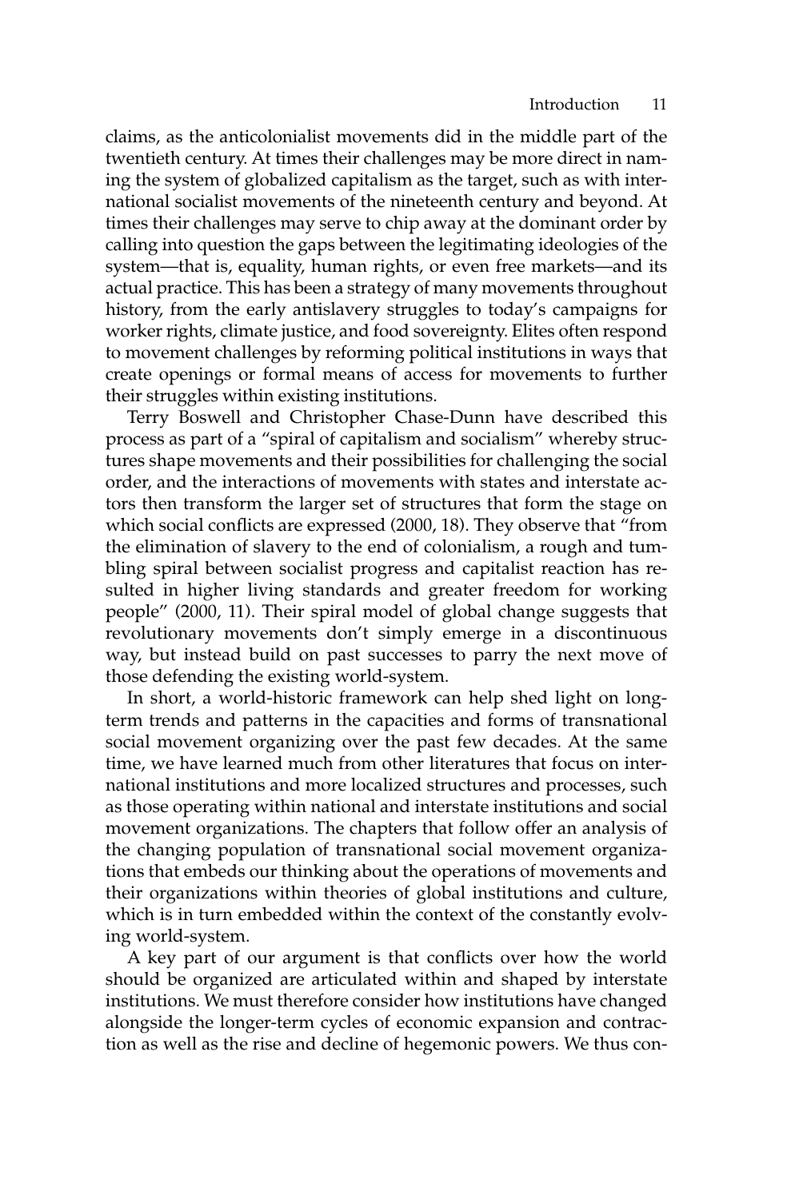claims, as the anticolonialist movements did in the middle part of the twentieth century. At times their challenges may be more direct in naming the system of globalized capitalism as the target, such as with international socialist movements of the nineteenth century and beyond. At times their challenges may serve to chip away at the dominant order by calling into question the gaps between the legitimating ideologies of the system—that is, equality, human rights, or even free markets—and its actual practice. This has been a strategy of many movements throughout history, from the early antislavery struggles to today's campaigns for worker rights, climate justice, and food sovereignty. Elites often respond to movement challenges by reforming political institutions in ways that create openings or formal means of access for movements to further their struggles within existing institutions.

Terry Boswell and Christopher Chase-Dunn have described this process as part of a "spiral of capitalism and socialism" whereby structures shape movements and their possibilities for challenging the social order, and the interactions of movements with states and interstate actors then transform the larger set of structures that form the stage on which social conflicts are expressed (2000, 18). They observe that "from the elimination of slavery to the end of colonialism, a rough and tumbling spiral between socialist progress and capitalist reaction has resulted in higher living standards and greater freedom for working people" (2000, 11). Their spiral model of global change suggests that revolutionary movements don't simply emerge in a discontinuous way, but instead build on past successes to parry the next move of those defending the existing world-system.

In short, a world-historic framework can help shed light on long-term trends and patterns in the capacities and forms of transnational social movement organizing over the past few decades. At the same time, we have learned much from other literatures that focus on international institutions and more localized structures and processes, such as those operating within national and interstate institutions and social movement organizations. The chapters that follow offer an analysis of the changing population of transnational social movement organizations that embeds our thinking about the operations of movements and their organizations within theories of global institutions and culture, which is in turn embedded within the context of the constantly evolving world-system.

A key part of our argument is that conflicts over how the world should be organized are articulated within and shaped by interstate institutions. We must therefore consider how institutions have changed alongside the longer-term cycles of economic expansion and contraction as well as the rise and decline of hegemonic powers. We thus con-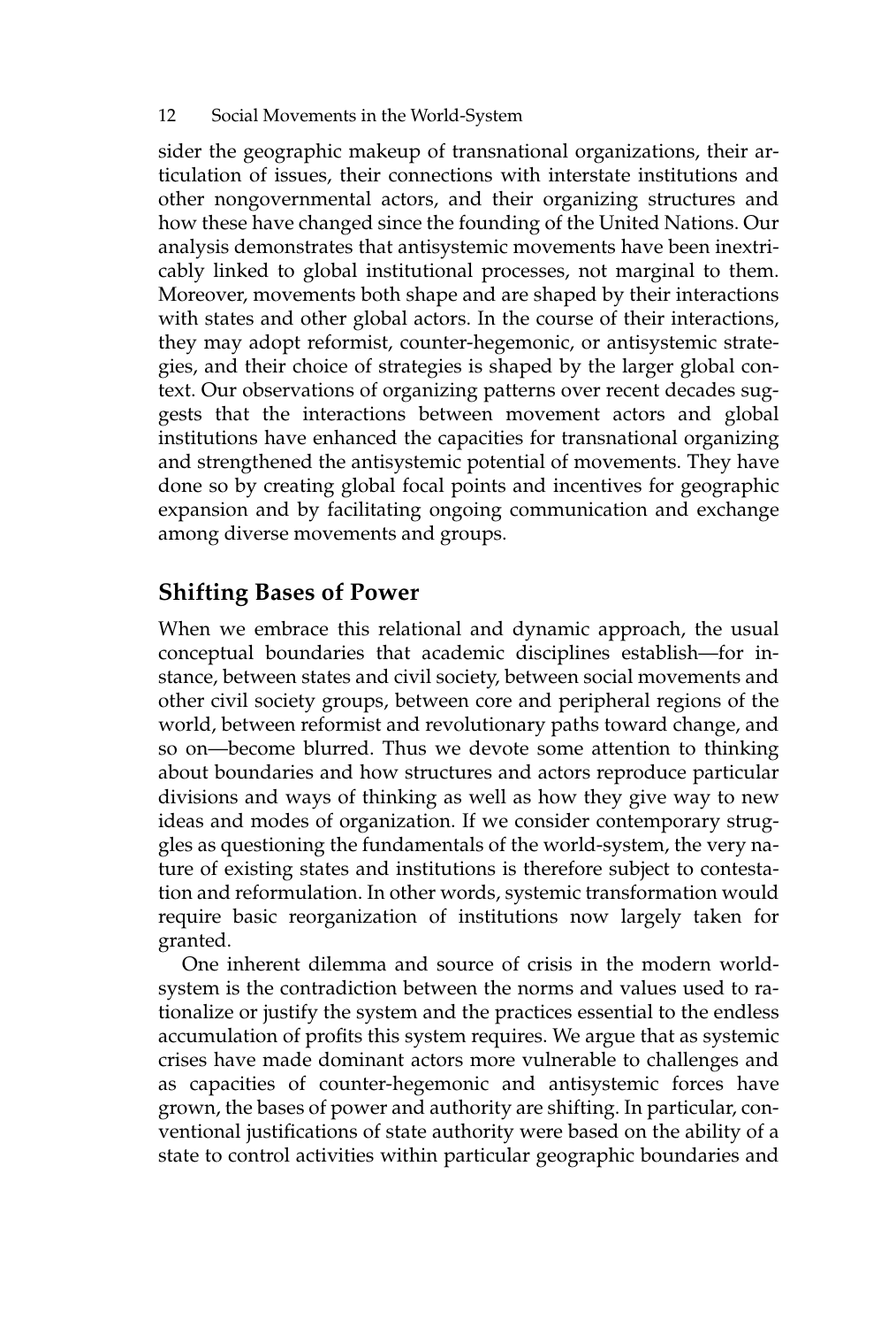sider the geographic makeup of transnational organizations, their articulation of issues, their connections with interstate institutions and other nongovernmental actors, and their organizing structures and how these have changed since the founding of the United Nations. Our analysis demonstrates that antisystemic movements have been inextricably linked to global institutional processes, not marginal to them. Moreover, movements both shape and are shaped by their interactions with states and other global actors. In the course of their interactions, they may adopt reformist, counter-hegemonic, or antisystemic strategies, and their choice of strategies is shaped by the larger global context. Our observations of organizing patterns over recent decades suggests that the interactions between movement actors and global institutions have enhanced the capacities for transnational organizing and strengthened the antisystemic potential of movements. They have done so by creating global focal points and incentives for geographic expansion and by facilitating ongoing communication and exchange among diverse movements and groups.

## Shifting Bases of Power

When we embrace this relational and dynamic approach, the usual conceptual boundaries that academic disciplines establish—for instance, between states and civil society, between social movements and other civil society groups, between core and peripheral regions of the world, between reformist and revolutionary paths toward change, and so on—become blurred. Thus we devote some attention to thinking about boundaries and how structures and actors reproduce particular divisions and ways of thinking as well as how they give way to new ideas and modes of organization. If we consider contemporary struggles as questioning the fundamentals of the world-system, the very nature of existing states and institutions is therefore subject to contestation and reformulation. In other words, systemic transformation would require basic reorganization of institutions now largely taken for granted.

One inherent dilemma and source of crisis in the modern world-system is the contradiction between the norms and values used to rationalize or justify the system and the practices essential to the endless accumulation of profits this system requires. We argue that as systemic crises have made dominant actors more vulnerable to challenges and as capacities of counter-hegemonic and antisystemic forces have grown, the bases of power and authority are shifting. In particular, conventional justifications of state authority were based on the ability of a state to control activities within particular geographic boundaries and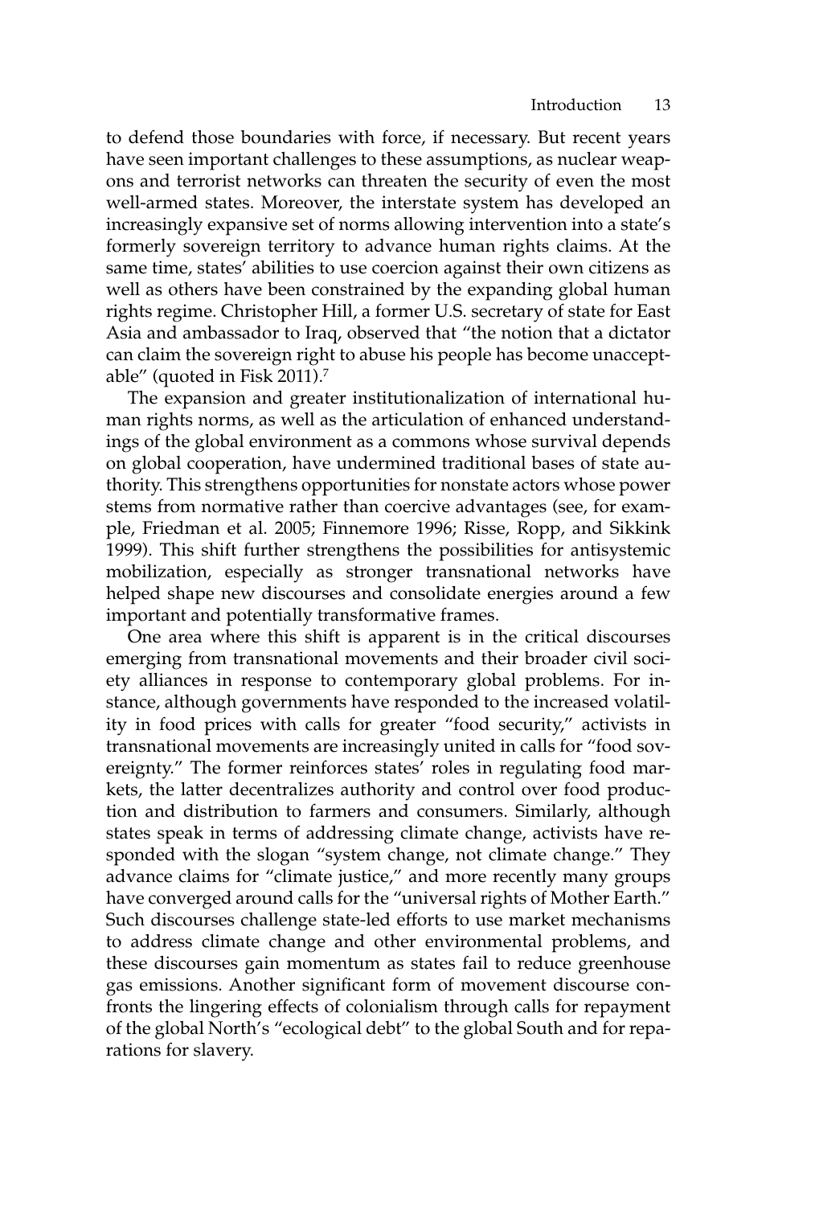to defend those boundaries with force, if necessary. But recent years have seen important challenges to these assumptions, as nuclear weapons and terrorist networks can threaten the security of even the most well-armed states. Moreover, the interstate system has developed an increasingly expansive set of norms allowing intervention into a state's formerly sovereign territory to advance human rights claims. At the same time, states' abilities to use coercion against their own citizens as well as others have been constrained by the expanding global human rights regime. Christopher Hill, a former U.S. secretary of state for East Asia and ambassador to Iraq, observed that "the notion that a dictator can claim the sovereign right to abuse his people has become unacceptable" (quoted in Fisk 2011).[7]

The expansion and greater institutionalization of international human rights norms, as well as the articulation of enhanced understandings of the global environment as a commons whose survival depends on global cooperation, have undermined traditional bases of state authority. This strengthens opportunities for nonstate actors whose power stems from normative rather than coercive advantages (see, for example, Friedman et al. 2005; Finnemore 1996; Risse, Ropp, and Sikkink 1999). This shift further strengthens the possibilities for antisystemic mobilization, especially as stronger transnational networks have helped shape new discourses and consolidate energies around a few important and potentially transformative frames.

One area where this shift is apparent is in the critical discourses emerging from transnational movements and their broader civil society alliances in response to contemporary global problems. For instance, although governments have responded to the increased volatility in food prices with calls for greater "food security," activists in transnational movements are increasingly united in calls for "food sovereignty." The former reinforces states' roles in regulating food markets, the latter decentralizes authority and control over food production and distribution to farmers and consumers. Similarly, although states speak in terms of addressing climate change, activists have responded with the slogan "system change, not climate change." They advance claims for "climate justice," and more recently many groups have converged around calls for the "universal rights of Mother Earth." Such discourses challenge state-led efforts to use market mechanisms to address climate change and other environmental problems, and these discourses gain momentum as states fail to reduce greenhouse gas emissions. Another significant form of movement discourse confronts the lingering effects of colonialism through calls for repayment of the global North's "ecological debt" to the global South and for reparations for slavery.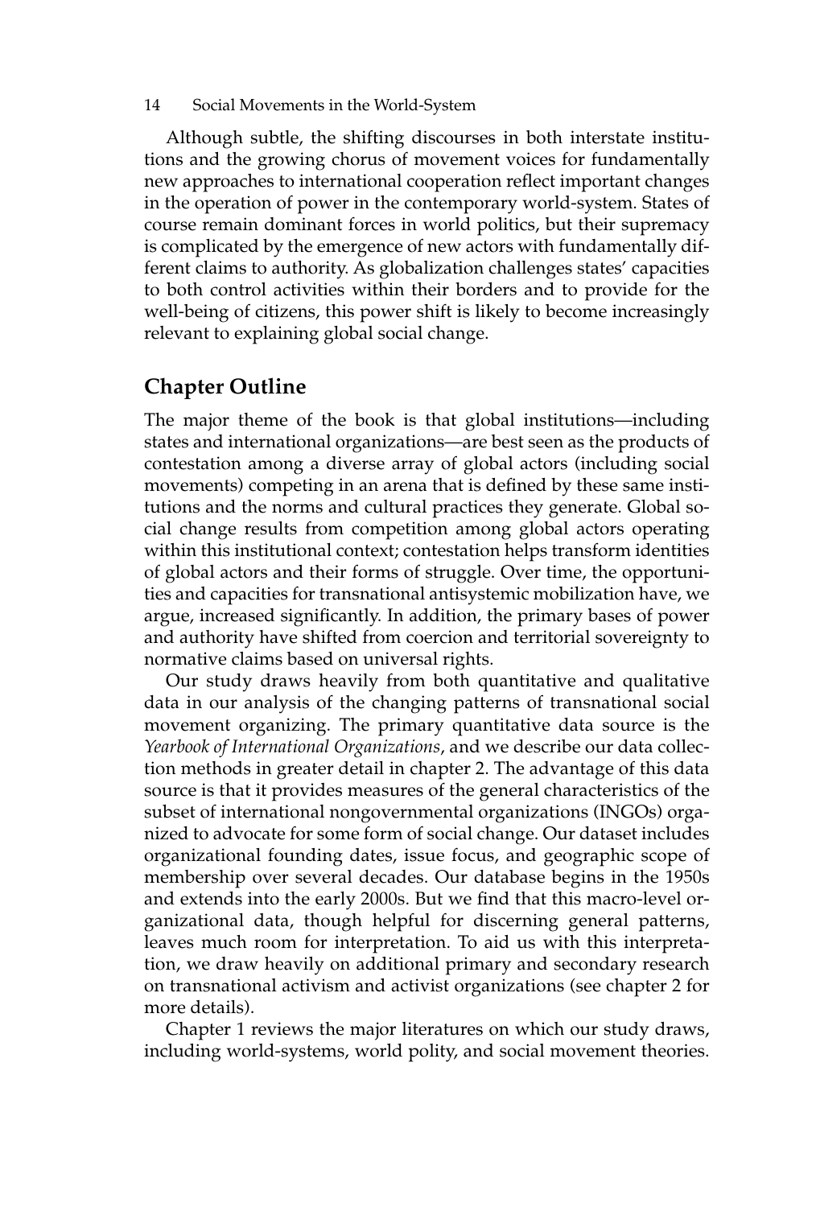Although subtle, the shifting discourses in both interstate institutions and the growing chorus of movement voices for fundamentally new approaches to international cooperation reflect important changes in the operation of power in the contemporary world-system. States of course remain dominant forces in world politics, but their supremacy is complicated by the emergence of new actors with fundamentally different claims to authority. As globalization challenges states' capacities to both control activities within their borders and to provide for the well-being of citizens, this power shift is likely to become increasingly relevant to explaining global social change.

## Chapter Outline

The major theme of the book is that global institutions—including states and international organizations—are best seen as the products of contestation among a diverse array of global actors (including social movements) competing in an arena that is defined by these same institutions and the norms and cultural practices they generate. Global social change results from competition among global actors operating within this institutional context; contestation helps transform identities of global actors and their forms of struggle. Over time, the opportunities and capacities for transnational antisystemic mobilization have, we argue, increased significantly. In addition, the primary bases of power and authority have shifted from coercion and territorial sovereignty to normative claims based on universal rights.

Our study draws heavily from both quantitative and qualitative data in our analysis of the changing patterns of transnational social movement organizing. The primary quantitative data source is the *Yearbook of International Organizations*, and we describe our data collection methods in greater detail in chapter 2. The advantage of this data source is that it provides measures of the general characteristics of the subset of international nongovernmental organizations (INGOs) organized to advocate for some form of social change. Our dataset includes organizational founding dates, issue focus, and geographic scope of membership over several decades. Our database begins in the 1950s and extends into the early 2000s. But we find that this macro-level organizational data, though helpful for discerning general patterns, leaves much room for interpretation. To aid us with this interpretation, we draw heavily on additional primary and secondary research on transnational activism and activist organizations (see chapter 2 for more details).

Chapter 1 reviews the major literatures on which our study draws, including world-systems, world polity, and social movement theories.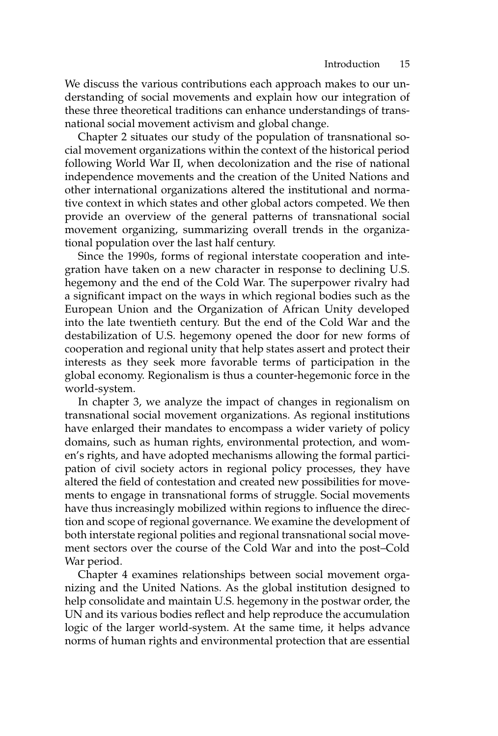We discuss the various contributions each approach makes to our understanding of social movements and explain how our integration of these three theoretical traditions can enhance understandings of transnational social movement activism and global change.

Chapter 2 situates our study of the population of transnational social movement organizations within the context of the historical period following World War II, when decolonization and the rise of national independence movements and the creation of the United Nations and other international organizations altered the institutional and normative context in which states and other global actors competed. We then provide an overview of the general patterns of transnational social movement organizing, summarizing overall trends in the organizational population over the last half century.

Since the 1990s, forms of regional interstate cooperation and integration have taken on a new character in response to declining U.S. hegemony and the end of the Cold War. The superpower rivalry had a significant impact on the ways in which regional bodies such as the European Union and the Organization of African Unity developed into the late twentieth century. But the end of the Cold War and the destabilization of U.S. hegemony opened the door for new forms of cooperation and regional unity that help states assert and protect their interests as they seek more favorable terms of participation in the global economy. Regionalism is thus a counter-hegemonic force in the world-system.

In chapter 3, we analyze the impact of changes in regionalism on transnational social movement organizations. As regional institutions have enlarged their mandates to encompass a wider variety of policy domains, such as human rights, environmental protection, and women's rights, and have adopted mechanisms allowing the formal participation of civil society actors in regional policy processes, they have altered the field of contestation and created new possibilities for movements to engage in transnational forms of struggle. Social movements have thus increasingly mobilized within regions to influence the direction and scope of regional governance. We examine the development of both interstate regional polities and regional transnational social movement sectors over the course of the Cold War and into the post–Cold War period.

Chapter 4 examines relationships between social movement organizing and the United Nations. As the global institution designed to help consolidate and maintain U.S. hegemony in the postwar order, the UN and its various bodies reflect and help reproduce the accumulation logic of the larger world-system. At the same time, it helps advance norms of human rights and environmental protection that are essential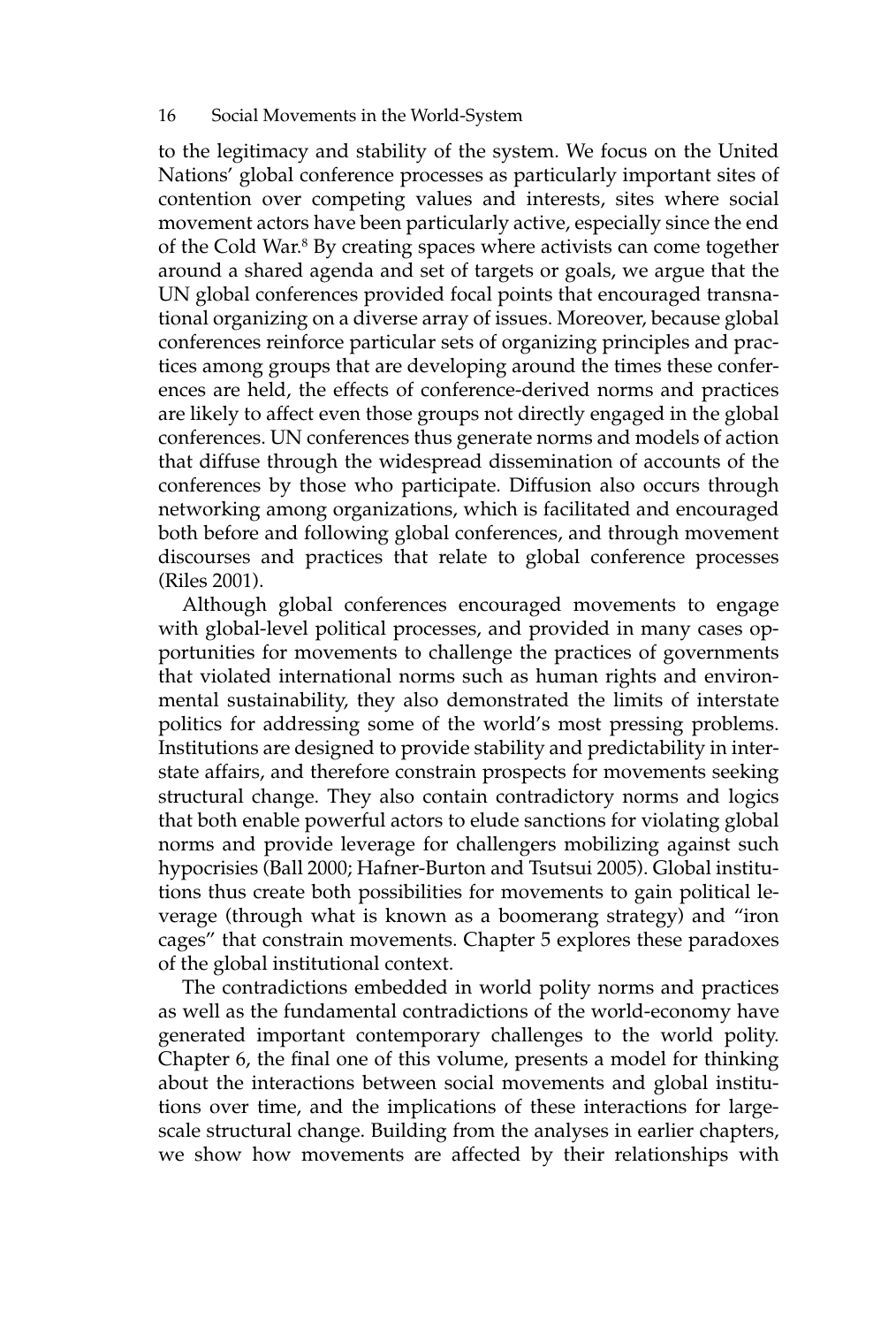to the legitimacy and stability of the system. We focus on the United Nations' global conference processes as particularly important sites of contention over competing values and interests, sites where social movement actors have been particularly active, especially since the end of the Cold War.[8] By creating spaces where activists can come together around a shared agenda and set of targets or goals, we argue that the UN global conferences provided focal points that encouraged transnational organizing on a diverse array of issues. Moreover, because global conferences reinforce particular sets of organizing principles and practices among groups that are developing around the times these conferences are held, the effects of conference-derived norms and practices are likely to affect even those groups not directly engaged in the global conferences. UN conferences thus generate norms and models of action that diffuse through the widespread dissemination of accounts of the conferences by those who participate. Diffusion also occurs through networking among organizations, which is facilitated and encouraged both before and following global conferences, and through movement discourses and practices that relate to global conference processes (Riles 2001).

Although global conferences encouraged movements to engage with global-level political processes, and provided in many cases opportunities for movements to challenge the practices of governments that violated international norms such as human rights and environmental sustainability, they also demonstrated the limits of interstate politics for addressing some of the world's most pressing problems. Institutions are designed to provide stability and predictability in interstate affairs, and therefore constrain prospects for movements seeking structural change. They also contain contradictory norms and logics that both enable powerful actors to elude sanctions for violating global norms and provide leverage for challengers mobilizing against such hypocrisies (Ball 2000; Hafner-Burton and Tsutsui 2005). Global institutions thus create both possibilities for movements to gain political leverage (through what is known as a boomerang strategy) and "iron cages" that constrain movements. Chapter 5 explores these paradoxes of the global institutional context.

The contradictions embedded in world polity norms and practices as well as the fundamental contradictions of the world-economy have generated important contemporary challenges to the world polity. Chapter 6, the final one of this volume, presents a model for thinking about the interactions between social movements and global institutions over time, and the implications of these interactions for large-scale structural change. Building from the analyses in earlier chapters, we show how movements are affected by their relationships with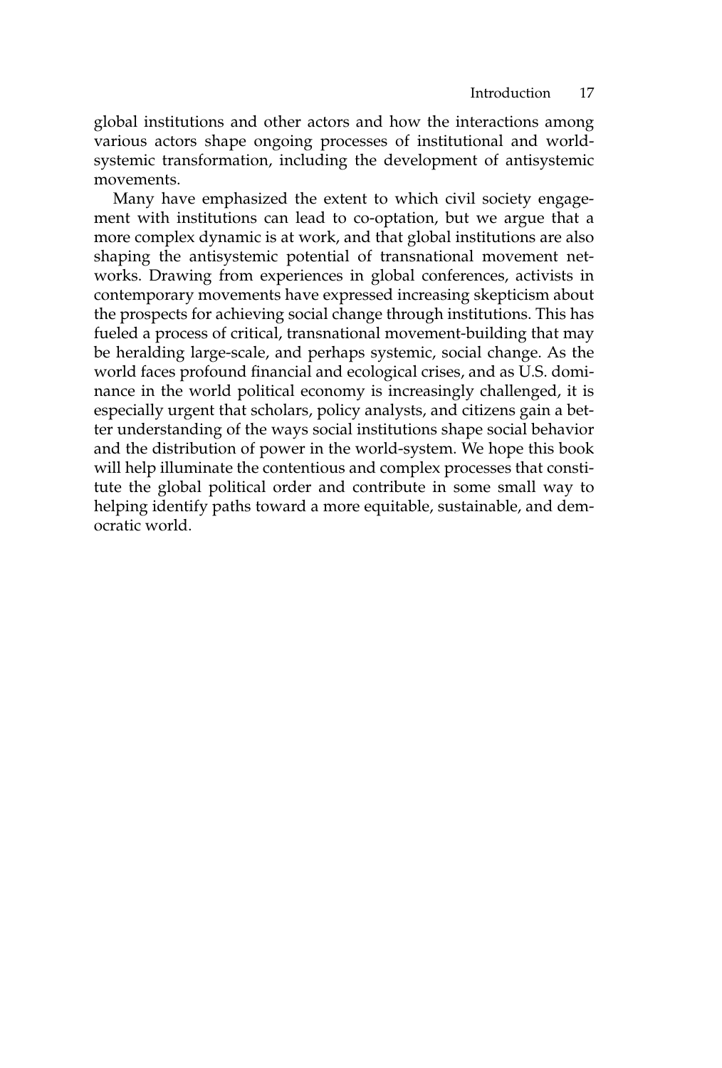global institutions and other actors and how the interactions among various actors shape ongoing processes of institutional and world-systemic transformation, including the development of antisystemic movements.

Many have emphasized the extent to which civil society engagement with institutions can lead to co-optation, but we argue that a more complex dynamic is at work, and that global institutions are also shaping the antisystemic potential of transnational movement networks. Drawing from experiences in global conferences, activists in contemporary movements have expressed increasing skepticism about the prospects for achieving social change through institutions. This has fueled a process of critical, transnational movement-building that may be heralding large-scale, and perhaps systemic, social change. As the world faces profound financial and ecological crises, and as U.S. dominance in the world political economy is increasingly challenged, it is especially urgent that scholars, policy analysts, and citizens gain a better understanding of the ways social institutions shape social behavior and the distribution of power in the world-system. We hope this book will help illuminate the contentious and complex processes that constitute the global political order and contribute in some small way to helping identify paths toward a more equitable, sustainable, and democratic world.